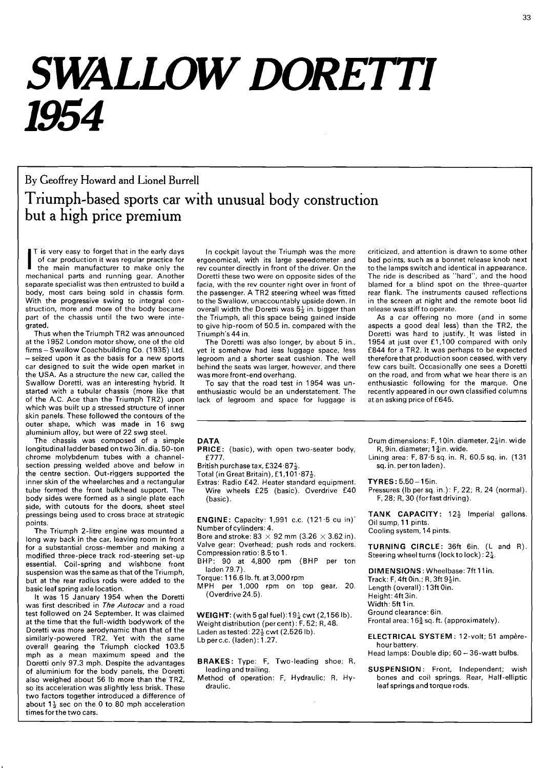# SWALLOW DORETTI 1954

By Geoffrey Howard and Lionel Burrell

## Triumph-based sports car with unusual body construction but a high price premium

IT is very easy to forget that in the early days of car production it was regular practice for the main manufacturer to make only the mechanical parts and running gear. Another separate specialist was then entrusted to build a body, most cars being sold in chassis form. With the progressive swing to integral construction, more and more of the body became part of the chassis until the two were integrated.

Thus when the Triumph TR2 was announced at the 1952 London motor show, one of the old firms – Swallow Coachbuilding Co. (1935) Ltd. – seized upon it as the basis for a new sports car designed to suit the wide open market in the USA. As a structure the new car, called the Swallow Doretti, was an interesting hybrid. It started with a tubular chassis (more like that of the A.C. Ace than the Triumph TR2) upon which was built up a stressed structure of inner skin panels. These followed the contours of the outer shape, which was made in 16 swg aluminium alloy, but were of 22 swg steel.

The chassis was composed of a simple longitudinal ladder based on two 3in. dia. 50-ton chrome molybdenum tubes with a channel-section pressing welded above and below in the centre section. Out-riggers supported the inner skin of the wheelarches and a rectangular tube formed the front bulkhead support. The body sides were formed as a single plate each side, with cutouts for the doors, sheet steel pressings being used to cross brace at strategic points.

The Triumph 2-litre engine was mounted a long way back in the car, leaving room in front for a substantial cross-member and making a modified three-piece track rod-steering set-up essential. Coil-spring and wishbone front suspension was the same as that of the Triumph, but at the rear radius rods were added to the basic leaf spring axle location.

It was 15 January 1954 when the Doretti was first described in *The Autocar* and a road test followed on 24 September. It was claimed at the time that the full-width bodywork of the Doretti was more aerodynamic than that of the similarly-powered TR2. Yet with the same overall gearing the Triumph clocked 103.5 mph as a mean maximum speed and the Doretti only 97.3 mph. Despite the advantages of aluminium for the body panels, the Doretti also weighed about 56 lb more than the TR2, so its acceleration was slightly less brisk. These two factors together introduced a difference of about 1½ sec on the 0 to 80 mph acceleration times for the two cars.

In cockpit layout the Triumph was the more ergonomical, with its large speedometer and rev counter directly in front of the driver. On the Doretti these two were on opposite sides of the facia, with the rev counter right over in front of the passenger. A TR2 steering wheel was fitted to the Swallow, unaccountably upside down. In overall width the Doretti was 5½ in. bigger than the Triumph, all this space being gained inside to give hip-room of 50.5 in. compared with the Triumph's 44 in.

The Doretti was also longer, by about 5 in., yet it somehow had less luggage space, less legroom and a shorter seat cushion. The well behind the seats was larger, however, and there was more front-end overhang.

To say that the road test in 1954 was unenthusiastic would be an understatement. The lack of legroom and space for luggage is criticized, and attention is drawn to some other bad points, such as a bonnet release knob next to the lamps switch and identical in appearance. The ride is described as "hard", and the hood blamed for a blind spot on the three-quarter rear flank. The instruments caused reflections in the screen at night and the remote boot lid release was stiff to operate.

As a car offering no more (and in some aspects a good deal less) than the TR2, the Doretti was hard to justify. It was listed in 1954 at just over £1,100 compared with only £844 for a TR2. It was perhaps to be expected therefore that production soon ceased, with very few cars built. Occasionally one sees a Doretti on the road, and from what we hear there is an enthusiastic following for the marque. One recently appeared in our own classified columns at an asking price of £645.

### DATA

**PRICE:** (basic), with open two-seater body, £777.
British purchase tax, £324·87½.
Total (in Great Britain), £1,101·87½.
Extras: Radio £42. Heater standard equipment. Wire wheels £25 (basic). Overdrive £40 (basic).

**ENGINE:** Capacity: 1,991 c.c. (121·5 cu in)
Number of cylinders: 4.
Bore and stroke: 83 × 92 mm (3.26 × 3.62 in).
Valve gear: Overhead; push rods and rockers.
Compression ratio: 8.5 to 1.
BHP: 90 at 4,800 rpm (BHP per ton laden 79.7).
Torque: 116.6 lb. ft. at 3,000 rpm
MPH per 1,000 rpm on top gear, 20. (Overdrive 24.5).

**WEIGHT:** (with 5 gal fuel): 19¼ cwt (2,156 lb).
Weight distribution (per cent): F, 52; R, 48.
Laden as tested: 22½ cwt (2,526 lb).
Lb per c.c. (laden): 1.27.

**BRAKES:** Type: F, Two-leading shoe; R, leading and trailing.
Method of operation: F, Hydraulic; R, Hydraulic.
Drum dimensions: F, 10in. diameter, 2¼in. wide R, 9in. diameter; 1¾in. wide.
Lining area: F, 87·5 sq. in. R, 60.5 sq. in. (131 sq. in. per ton laden).

**TYRES:** 5.50 – 15in.
Pressures (lb per sq. in.): F, 22; R, 24 (normal). F, 28; R, 30 (for fast driving).

**TANK CAPACITY:** 12½ Imperial gallons.
Oil sump, 11 pints.
Cooling system, 14 pints.

**TURNING CIRCLE:** 36ft 6in. (L and R).
Steering wheel turns (lock to lock): 2¼.

**DIMENSIONS:** Wheelbase: 7ft 11in.
Track: F, 4ft 0in.; R, 3ft 9½in.
Length (overall): 13ft 0in.
Height: 4ft 3in.
Width: 5ft 1in.
Ground clearance: 6in.
Frontal area: 16¾ sq. ft. (approximately).

**ELECTRICAL SYSTEM:** 12-volt; 51 ampère-hour battery.
Head lamps: Double dip; 60 – 36-watt bulbs.

**SUSPENSION:** Front, Independent; wish bones and coil springs. Rear, Half-elliptic leaf springs and torque rods.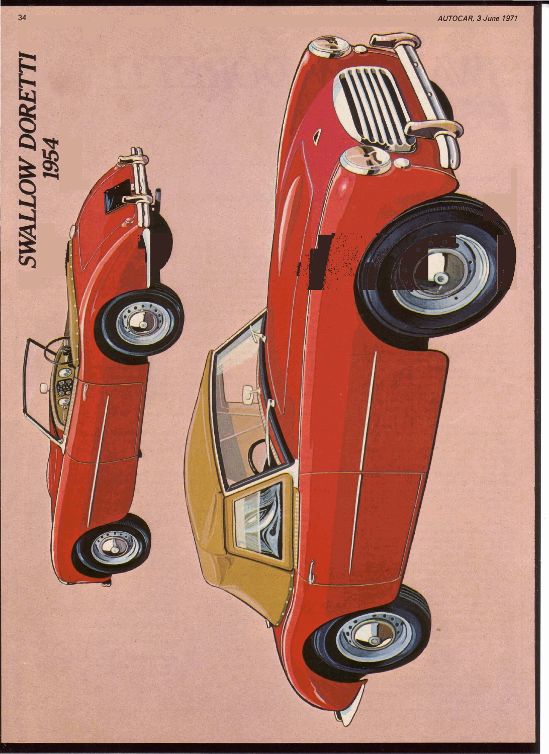# SWALLOW DORETTI 1954